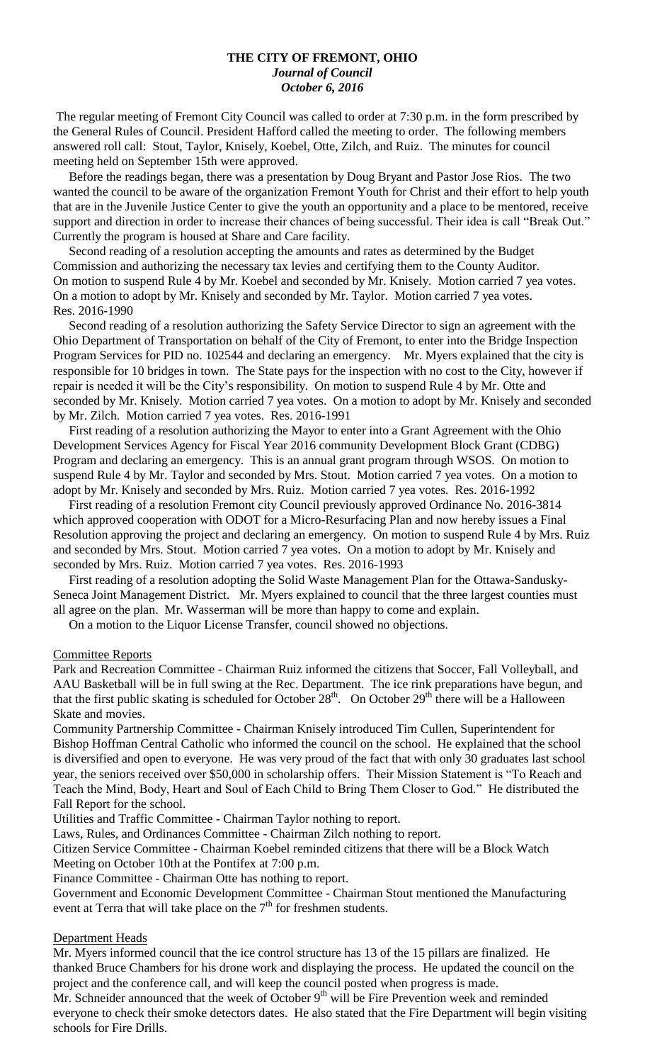# THE CITY OF FREMONT, OHIO

***Journal of Council***

***October 6, 2016***

The regular meeting of Fremont City Council was called to order at 7:30 p.m. in the form prescribed by the General Rules of Council. President Hafford called the meeting to order. The following members answered roll call: Stout, Taylor, Knisely, Koebel, Otte, Zilch, and Ruiz. The minutes for council meeting held on September 15th were approved.

Before the readings began, there was a presentation by Doug Bryant and Pastor Jose Rios. The two wanted the council to be aware of the organization Fremont Youth for Christ and their effort to help youth that are in the Juvenile Justice Center to give the youth an opportunity and a place to be mentored, receive support and direction in order to increase their chances of being successful. Their idea is call "Break Out." Currently the program is housed at Share and Care facility.

Second reading of a resolution accepting the amounts and rates as determined by the Budget Commission and authorizing the necessary tax levies and certifying them to the County Auditor. On motion to suspend Rule 4 by Mr. Koebel and seconded by Mr. Knisely. Motion carried 7 yea votes. On a motion to adopt by Mr. Knisely and seconded by Mr. Taylor. Motion carried 7 yea votes. Res. 2016-1990

Second reading of a resolution authorizing the Safety Service Director to sign an agreement with the Ohio Department of Transportation on behalf of the City of Fremont, to enter into the Bridge Inspection Program Services for PID no. 102544 and declaring an emergency. Mr. Myers explained that the city is responsible for 10 bridges in town. The State pays for the inspection with no cost to the City, however if repair is needed it will be the City's responsibility. On motion to suspend Rule 4 by Mr. Otte and seconded by Mr. Knisely. Motion carried 7 yea votes. On a motion to adopt by Mr. Knisely and seconded by Mr. Zilch. Motion carried 7 yea votes. Res. 2016-1991

First reading of a resolution authorizing the Mayor to enter into a Grant Agreement with the Ohio Development Services Agency for Fiscal Year 2016 community Development Block Grant (CDBG) Program and declaring an emergency. This is an annual grant program through WSOS. On motion to suspend Rule 4 by Mr. Taylor and seconded by Mrs. Stout. Motion carried 7 yea votes. On a motion to adopt by Mr. Knisely and seconded by Mrs. Ruiz. Motion carried 7 yea votes. Res. 2016-1992

First reading of a resolution Fremont city Council previously approved Ordinance No. 2016-3814 which approved cooperation with ODOT for a Micro-Resurfacing Plan and now hereby issues a Final Resolution approving the project and declaring an emergency. On motion to suspend Rule 4 by Mrs. Ruiz and seconded by Mrs. Stout. Motion carried 7 yea votes. On a motion to adopt by Mr. Knisely and seconded by Mrs. Ruiz. Motion carried 7 yea votes. Res. 2016-1993

First reading of a resolution adopting the Solid Waste Management Plan for the Ottawa-Sandusky-Seneca Joint Management District. Mr. Myers explained to council that the three largest counties must all agree on the plan. Mr. Wasserman will be more than happy to come and explain.

On a motion to the Liquor License Transfer, council showed no objections.

## Committee Reports

Park and Recreation Committee - Chairman Ruiz informed the citizens that Soccer, Fall Volleyball, and AAU Basketball will be in full swing at the Rec. Department. The ice rink preparations have begun, and that the first public skating is scheduled for October 28th. On October 29th there will be a Halloween Skate and movies.

Community Partnership Committee - Chairman Knisely introduced Tim Cullen, Superintendent for Bishop Hoffman Central Catholic who informed the council on the school. He explained that the school is diversified and open to everyone. He was very proud of the fact that with only 30 graduates last school year, the seniors received over $50,000 in scholarship offers. Their Mission Statement is "To Reach and Teach the Mind, Body, Heart and Soul of Each Child to Bring Them Closer to God." He distributed the Fall Report for the school.

Utilities and Traffic Committee - Chairman Taylor nothing to report.

Laws, Rules, and Ordinances Committee - Chairman Zilch nothing to report.

Citizen Service Committee - Chairman Koebel reminded citizens that there will be a Block Watch Meeting on October 10th at the Pontifex at 7:00 p.m.

Finance Committee - Chairman Otte has nothing to report.

Government and Economic Development Committee - Chairman Stout mentioned the Manufacturing event at Terra that will take place on the 7th for freshmen students.

## Department Heads

Mr. Myers informed council that the ice control structure has 13 of the 15 pillars are finalized. He thanked Bruce Chambers for his drone work and displaying the process. He updated the council on the project and the conference call, and will keep the council posted when progress is made.

Mr. Schneider announced that the week of October 9th will be Fire Prevention week and reminded everyone to check their smoke detectors dates. He also stated that the Fire Department will begin visiting schools for Fire Drills.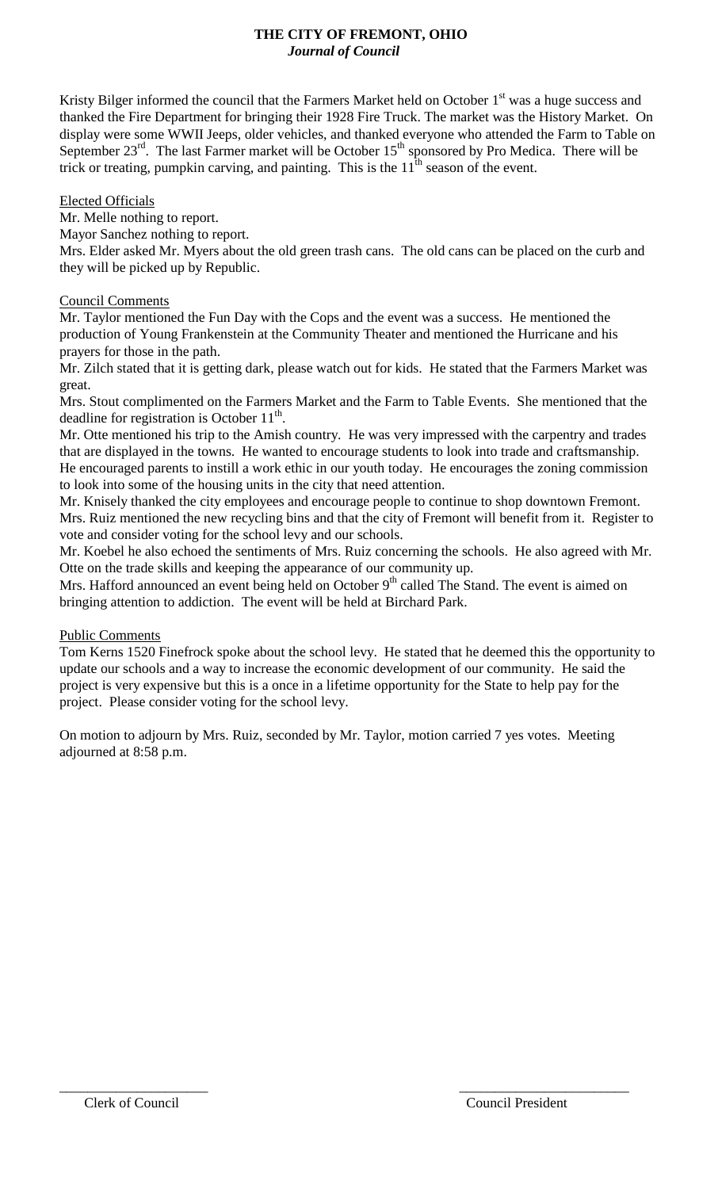Kristy Bilger informed the council that the Farmers Market held on October 1st was a huge success and thanked the Fire Department for bringing their 1928 Fire Truck. The market was the History Market. On display were some WWII Jeeps, older vehicles, and thanked everyone who attended the Farm to Table on September 23rd. The last Farmer market will be October 15th sponsored by Pro Medica. There will be trick or treating, pumpkin carving, and painting. This is the 11th season of the event.

Elected Officials

Mr. Melle nothing to report.

Mayor Sanchez nothing to report.

Mrs. Elder asked Mr. Myers about the old green trash cans. The old cans can be placed on the curb and they will be picked up by Republic.

Council Comments

Mr. Taylor mentioned the Fun Day with the Cops and the event was a success. He mentioned the production of Young Frankenstein at the Community Theater and mentioned the Hurricane and his prayers for those in the path.

Mr. Zilch stated that it is getting dark, please watch out for kids. He stated that the Farmers Market was great.

Mrs. Stout complimented on the Farmers Market and the Farm to Table Events. She mentioned that the deadline for registration is October 11th.

Mr. Otte mentioned his trip to the Amish country. He was very impressed with the carpentry and trades that are displayed in the towns. He wanted to encourage students to look into trade and craftsmanship. He encouraged parents to instill a work ethic in our youth today. He encourages the zoning commission to look into some of the housing units in the city that need attention.

Mr. Knisely thanked the city employees and encourage people to continue to shop downtown Fremont.

Mrs. Ruiz mentioned the new recycling bins and that the city of Fremont will benefit from it. Register to vote and consider voting for the school levy and our schools.

Mr. Koebel he also echoed the sentiments of Mrs. Ruiz concerning the schools. He also agreed with Mr. Otte on the trade skills and keeping the appearance of our community up.

Mrs. Hafford announced an event being held on October 9th called The Stand. The event is aimed on bringing attention to addiction. The event will be held at Birchard Park.

Public Comments

Tom Kerns 1520 Finefrock spoke about the school levy. He stated that he deemed this the opportunity to update our schools and a way to increase the economic development of our community. He said the project is very expensive but this is a once in a lifetime opportunity for the State to help pay for the project. Please consider voting for the school levy.

On motion to adjourn by Mrs. Ruiz, seconded by Mr. Taylor, motion carried 7 yes votes. Meeting adjourned at 8:58 p.m.

\_\_\_\_\_\_\_\_\_\_\_\_\_\_\_\_\_\_\_\_\_\_ \_\_\_\_\_\_\_\_\_\_\_\_\_\_\_\_\_\_\_\_\_\_\_\_\_

Clerk of Council Council President